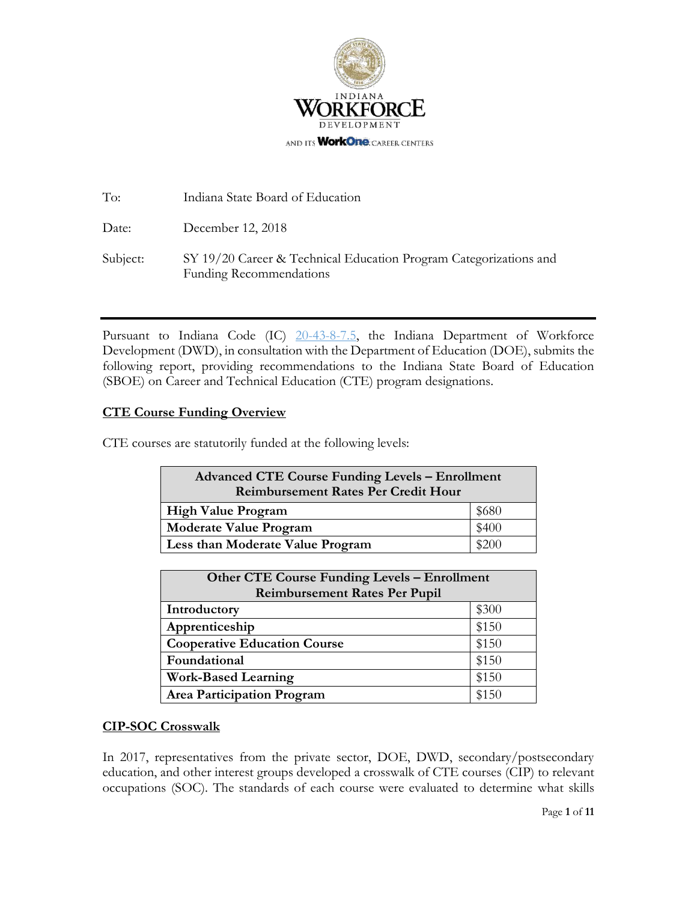INDIANA WORKFORCE DEVELOPMENT

AND ITS WorkOne CAREER CENTERS

To: Indiana State Board of Education

Date: December 12, 2018

Subject: SY 19/20 Career & Technical Education Program Categorizations and Funding Recommendations

---

Pursuant to Indiana Code (IC) [20-43-8-7.5](), the Indiana Department of Workforce Development (DWD), in consultation with the Department of Education (DOE), submits the following report, providing recommendations to the Indiana State Board of Education (SBOE) on Career and Technical Education (CTE) program designations.

## CTE Course Funding Overview

CTE courses are statutorily funded at the following levels:

| Advanced CTE Course Funding Levels – Enrollment Reimbursement Rates Per Credit Hour | |
|---|---|
| **High Value Program** | $680 |
| **Moderate Value Program** | $400 |
| **Less than Moderate Value Program** | $200 |

| Other CTE Course Funding Levels – Enrollment Reimbursement Rates Per Pupil | |
|---|---|
| **Introductory** | $300 |
| **Apprenticeship** | $150 |
| **Cooperative Education Course** | $150 |
| **Foundational** | $150 |
| **Work-Based Learning** | $150 |
| **Area Participation Program** | $150 |

## CIP-SOC Crosswalk

In 2017, representatives from the private sector, DOE, DWD, secondary/postsecondary education, and other interest groups developed a crosswalk of CTE courses (CIP) to relevant occupations (SOC). The standards of each course were evaluated to determine what skills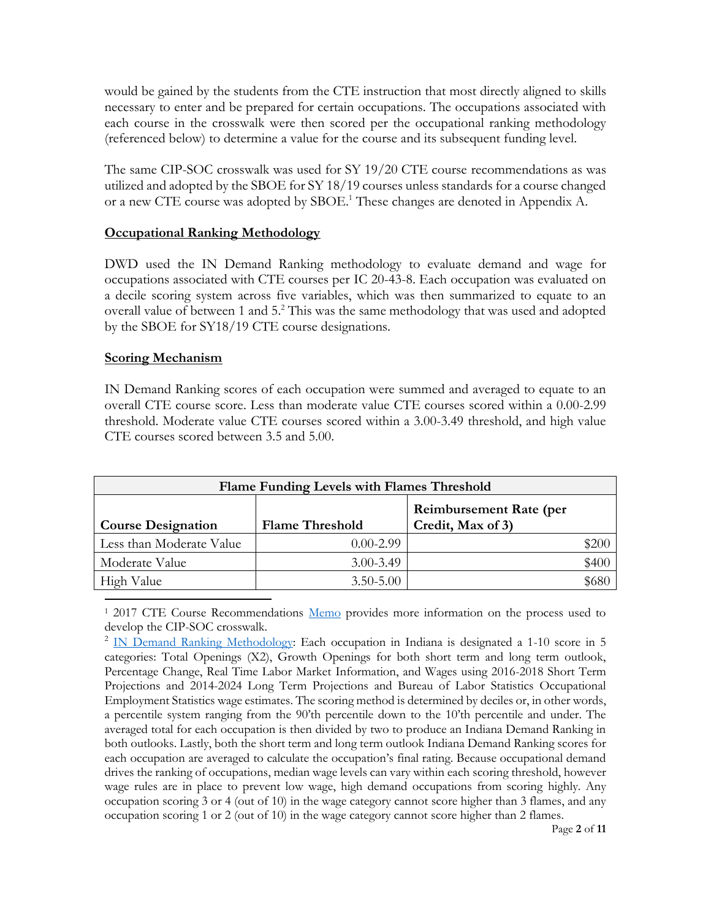would be gained by the students from the CTE instruction that most directly aligned to skills necessary to enter and be prepared for certain occupations. The occupations associated with each course in the crosswalk were then scored per the occupational ranking methodology (referenced below) to determine a value for the course and its subsequent funding level.

The same CIP-SOC crosswalk was used for SY 19/20 CTE course recommendations as was utilized and adopted by the SBOE for SY 18/19 courses unless standards for a course changed or a new CTE course was adopted by SBOE.[1] These changes are denoted in Appendix A.

**Occupational Ranking Methodology**

DWD used the IN Demand Ranking methodology to evaluate demand and wage for occupations associated with CTE courses per IC 20-43-8. Each occupation was evaluated on a decile scoring system across five variables, which was then summarized to equate to an overall value of between 1 and 5.[2] This was the same methodology that was used and adopted by the SBOE for SY18/19 CTE course designations.

**Scoring Mechanism**

IN Demand Ranking scores of each occupation were summed and averaged to equate to an overall CTE course score. Less than moderate value CTE courses scored within a 0.00-2.99 threshold. Moderate value CTE courses scored within a 3.00-3.49 threshold, and high value CTE courses scored between 3.5 and 5.00.

| Flame Funding Levels with Flames Threshold | | |
|---|---|---|
| **Course Designation** | **Flame Threshold** | **Reimbursement Rate (per Credit, Max of 3)** |
| Less than Moderate Value | 0.00-2.99 | $200 |
| Moderate Value | 3.00-3.49 | $400 |
| High Value | 3.50-5.00 | $680 |

---

[1] 2017 CTE Course Recommendations Memo provides more information on the process used to develop the CIP-SOC crosswalk.

[2] IN Demand Ranking Methodology: Each occupation in Indiana is designated a 1-10 score in 5 categories: Total Openings (X2), Growth Openings for both short term and long term outlook, Percentage Change, Real Time Labor Market Information, and Wages using 2016-2018 Short Term Projections and 2014-2024 Long Term Projections and Bureau of Labor Statistics Occupational Employment Statistics wage estimates. The scoring method is determined by deciles or, in other words, a percentile system ranging from the 90'th percentile down to the 10'th percentile and under. The averaged total for each occupation is then divided by two to produce an Indiana Demand Ranking in both outlooks. Lastly, both the short term and long term outlook Indiana Demand Ranking scores for each occupation are averaged to calculate the occupation's final rating. Because occupational demand drives the ranking of occupations, median wage levels can vary within each scoring threshold, however wage rules are in place to prevent low wage, high demand occupations from scoring highly. Any occupation scoring 3 or 4 (out of 10) in the wage category cannot score higher than 3 flames, and any occupation scoring 1 or 2 (out of 10) in the wage category cannot score higher than 2 flames.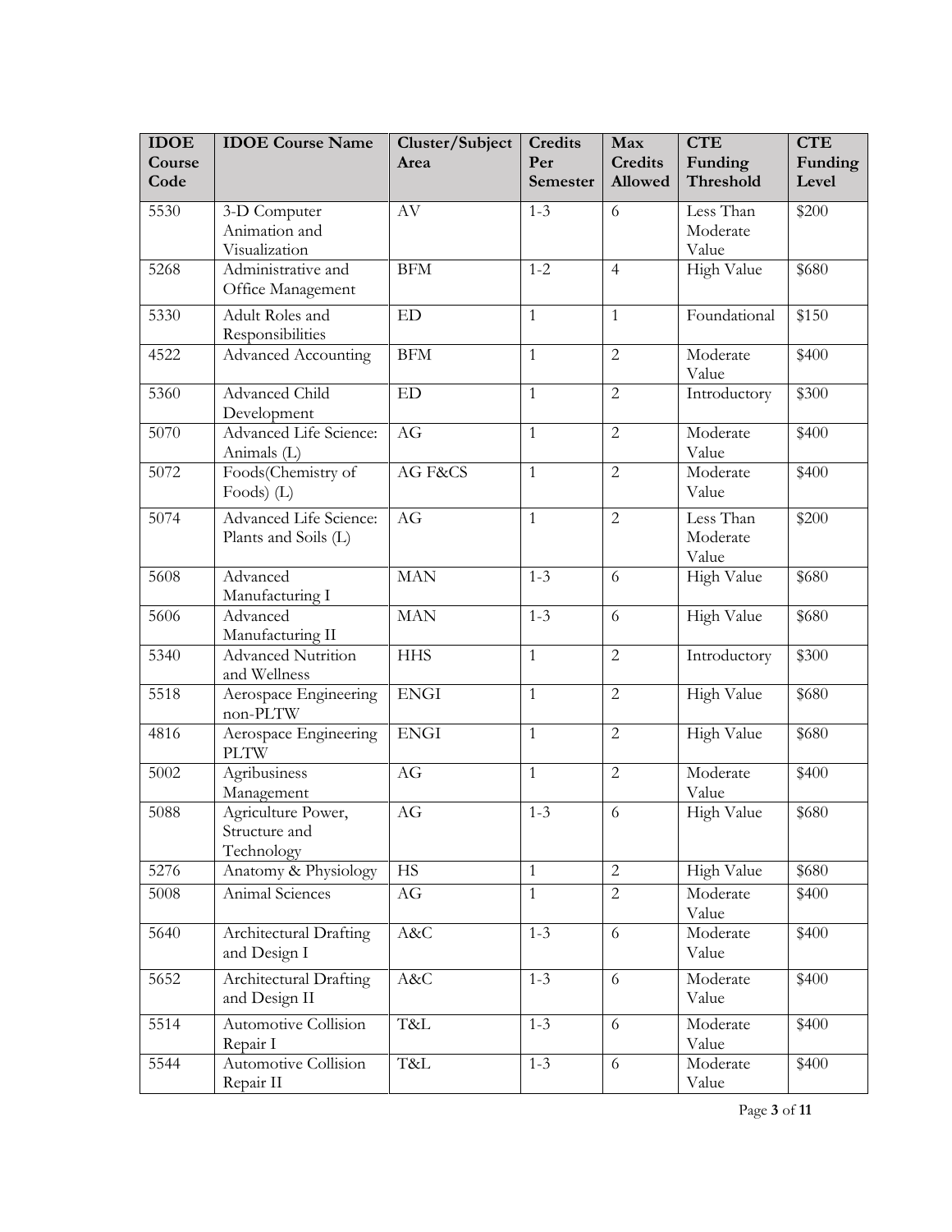| IDOE Course Code | IDOE Course Name | Cluster/Subject Area | Credits Per Semester | Max Credits Allowed | CTE Funding Threshold | CTE Funding Level |
|---|---|---|---|---|---|---|
| 5530 | 3-D Computer Animation and Visualization | AV | 1-3 | 6 | Less Than Moderate Value | $200 |
| 5268 | Administrative and Office Management | BFM | 1-2 | 4 | High Value | $680 |
| 5330 | Adult Roles and Responsibilities | ED | 1 | 1 | Foundational | $150 |
| 4522 | Advanced Accounting | BFM | 1 | 2 | Moderate Value | $400 |
| 5360 | Advanced Child Development | ED | 1 | 2 | Introductory | $300 |
| 5070 | Advanced Life Science: Animals (L) | AG | 1 | 2 | Moderate Value | $400 |
| 5072 | Foods(Chemistry of Foods) (L) | AG F&CS | 1 | 2 | Moderate Value | $400 |
| 5074 | Advanced Life Science: Plants and Soils (L) | AG | 1 | 2 | Less Than Moderate Value | $200 |
| 5608 | Advanced Manufacturing I | MAN | 1-3 | 6 | High Value | $680 |
| 5606 | Advanced Manufacturing II | MAN | 1-3 | 6 | High Value | $680 |
| 5340 | Advanced Nutrition and Wellness | HHS | 1 | 2 | Introductory | $300 |
| 5518 | Aerospace Engineering non-PLTW | ENGI | 1 | 2 | High Value | $680 |
| 4816 | Aerospace Engineering PLTW | ENGI | 1 | 2 | High Value | $680 |
| 5002 | Agribusiness Management | AG | 1 | 2 | Moderate Value | $400 |
| 5088 | Agriculture Power, Structure and Technology | AG | 1-3 | 6 | High Value | $680 |
| 5276 | Anatomy & Physiology | HS | 1 | 2 | High Value | $680 |
| 5008 | Animal Sciences | AG | 1 | 2 | Moderate Value | $400 |
| 5640 | Architectural Drafting and Design I | A&C | 1-3 | 6 | Moderate Value | $400 |
| 5652 | Architectural Drafting and Design II | A&C | 1-3 | 6 | Moderate Value | $400 |
| 5514 | Automotive Collision Repair I | T&L | 1-3 | 6 | Moderate Value | $400 |
| 5544 | Automotive Collision Repair II | T&L | 1-3 | 6 | Moderate Value | $400 |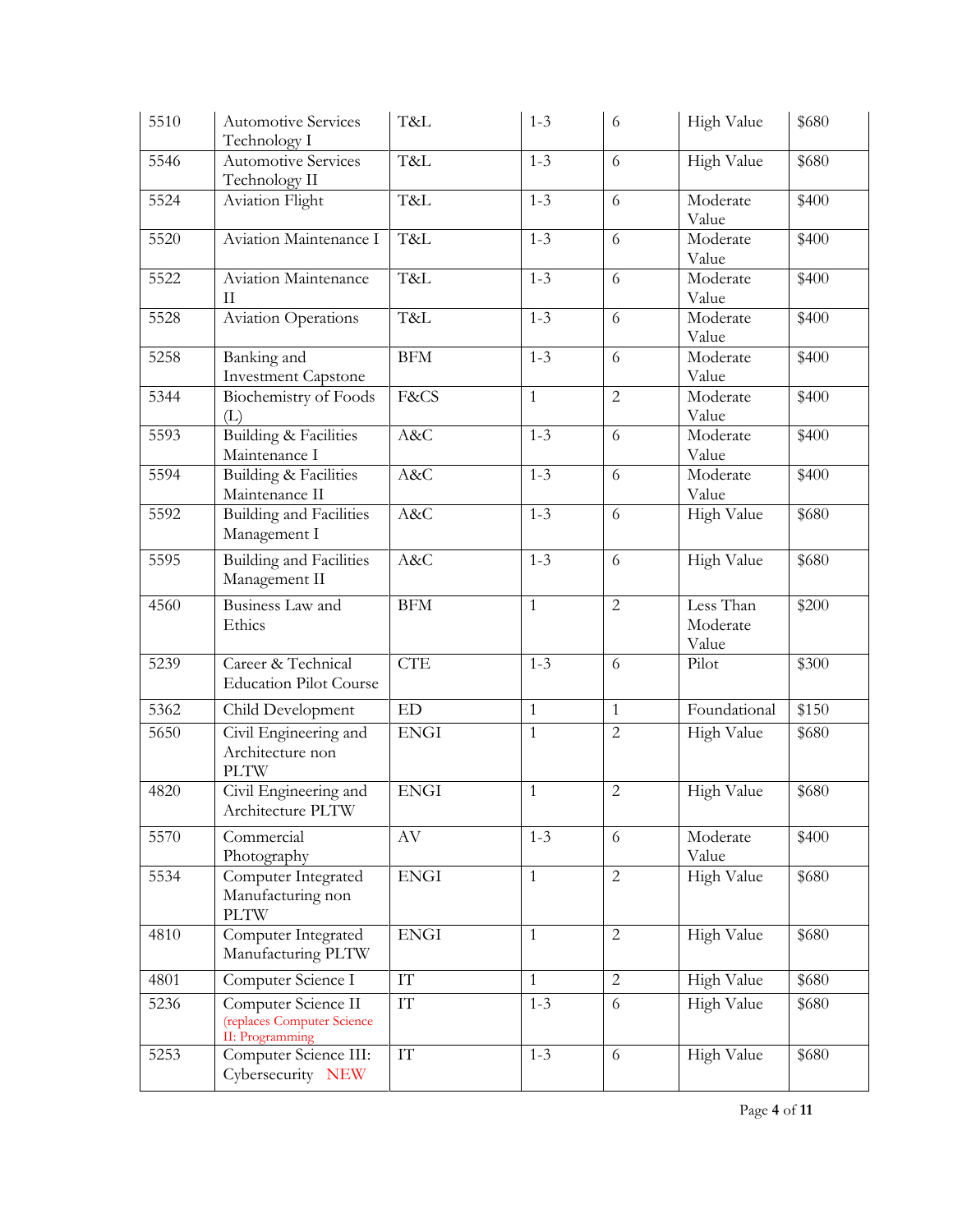| | | | | | | |
|---|---|---|---|---|---|---|
| 5510 | Automotive Services Technology I | T&L | 1-3 | 6 | High Value | $680 |
| 5546 | Automotive Services Technology II | T&L | 1-3 | 6 | High Value | $680 |
| 5524 | Aviation Flight | T&L | 1-3 | 6 | Moderate Value | $400 |
| 5520 | Aviation Maintenance I | T&L | 1-3 | 6 | Moderate Value | $400 |
| 5522 | Aviation Maintenance II | T&L | 1-3 | 6 | Moderate Value | $400 |
| 5528 | Aviation Operations | T&L | 1-3 | 6 | Moderate Value | $400 |
| 5258 | Banking and Investment Capstone | BFM | 1-3 | 6 | Moderate Value | $400 |
| 5344 | Biochemistry of Foods (L) | F&CS | 1 | 2 | Moderate Value | $400 |
| 5593 | Building & Facilities Maintenance I | A&C | 1-3 | 6 | Moderate Value | $400 |
| 5594 | Building & Facilities Maintenance II | A&C | 1-3 | 6 | Moderate Value | $400 |
| 5592 | Building and Facilities Management I | A&C | 1-3 | 6 | High Value | $680 |
| 5595 | Building and Facilities Management II | A&C | 1-3 | 6 | High Value | $680 |
| 4560 | Business Law and Ethics | BFM | 1 | 2 | Less Than Moderate Value | $200 |
| 5239 | Career & Technical Education Pilot Course | CTE | 1-3 | 6 | Pilot | $300 |
| 5362 | Child Development | ED | 1 | 1 | Foundational | $150 |
| 5650 | Civil Engineering and Architecture non PLTW | ENGI | 1 | 2 | High Value | $680 |
| 4820 | Civil Engineering and Architecture PLTW | ENGI | 1 | 2 | High Value | $680 |
| 5570 | Commercial Photography | AV | 1-3 | 6 | Moderate Value | $400 |
| 5534 | Computer Integrated Manufacturing non PLTW | ENGI | 1 | 2 | High Value | $680 |
| 4810 | Computer Integrated Manufacturing PLTW | ENGI | 1 | 2 | High Value | $680 |
| 4801 | Computer Science I | IT | 1 | 2 | High Value | $680 |
| 5236 | Computer Science II (replaces Computer Science II: Programming | IT | 1-3 | 6 | High Value | $680 |
| 5253 | Computer Science III: Cybersecurity NEW | IT | 1-3 | 6 | High Value | $680 |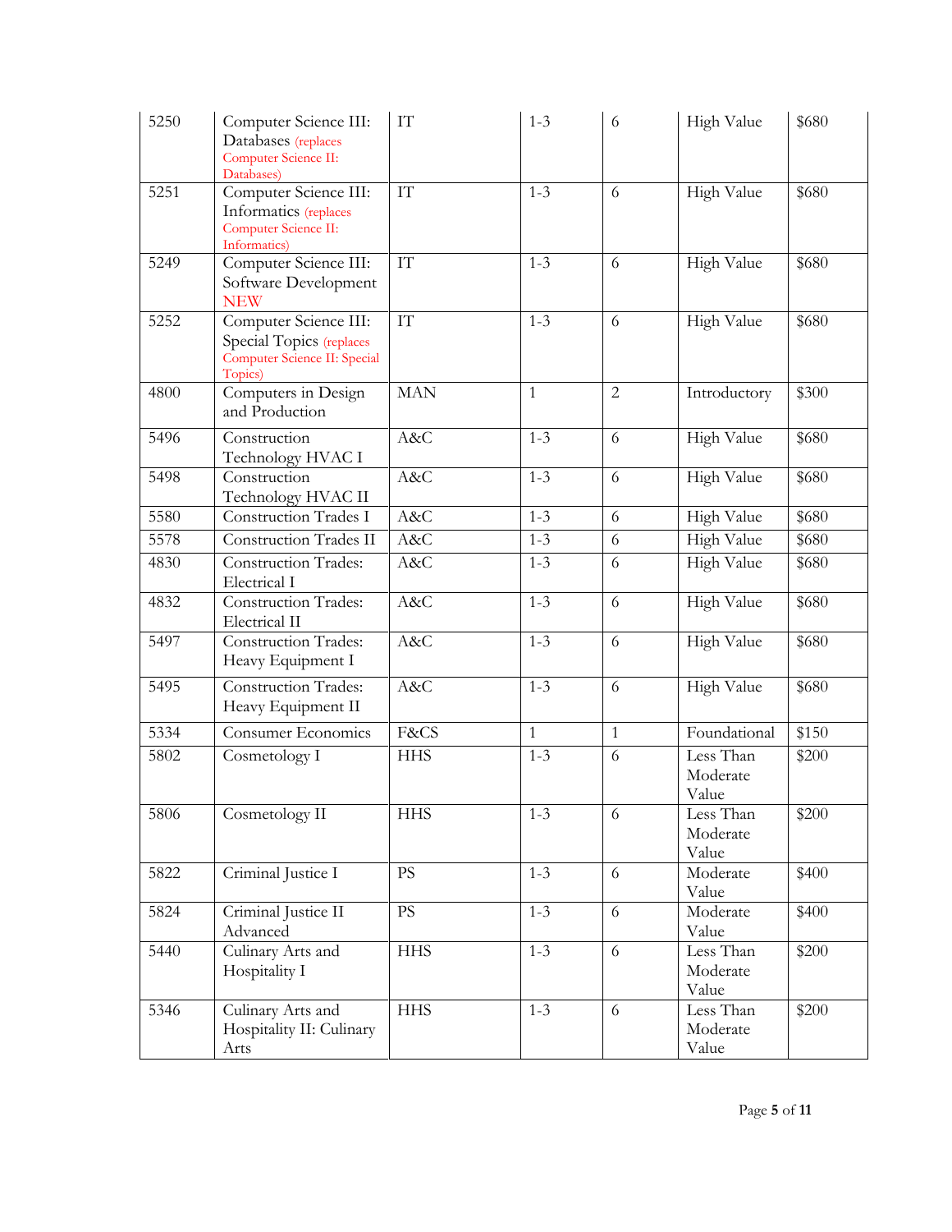| 5250 | Computer Science III: Databases (replaces Computer Science II: Databases) | IT | 1-3 | 6 | High Value | $680 |
|---|---|---|---|---|---|---|
| 5251 | Computer Science III: Informatics (replaces Computer Science II: Informatics) | IT | 1-3 | 6 | High Value | $680 |
| 5249 | Computer Science III: Software Development NEW | IT | 1-3 | 6 | High Value | $680 |
| 5252 | Computer Science III: Special Topics (replaces Computer Science II: Special Topics) | IT | 1-3 | 6 | High Value | $680 |
| 4800 | Computers in Design and Production | MAN | 1 | 2 | Introductory | $300 |
| 5496 | Construction Technology HVAC I | A&C | 1-3 | 6 | High Value | $680 |
| 5498 | Construction Technology HVAC II | A&C | 1-3 | 6 | High Value | $680 |
| 5580 | Construction Trades I | A&C | 1-3 | 6 | High Value | $680 |
| 5578 | Construction Trades II | A&C | 1-3 | 6 | High Value | $680 |
| 4830 | Construction Trades: Electrical I | A&C | 1-3 | 6 | High Value | $680 |
| 4832 | Construction Trades: Electrical II | A&C | 1-3 | 6 | High Value | $680 |
| 5497 | Construction Trades: Heavy Equipment I | A&C | 1-3 | 6 | High Value | $680 |
| 5495 | Construction Trades: Heavy Equipment II | A&C | 1-3 | 6 | High Value | $680 |
| 5334 | Consumer Economics | F&CS | 1 | 1 | Foundational | $150 |
| 5802 | Cosmetology I | HHS | 1-3 | 6 | Less Than Moderate Value | $200 |
| 5806 | Cosmetology II | HHS | 1-3 | 6 | Less Than Moderate Value | $200 |
| 5822 | Criminal Justice I | PS | 1-3 | 6 | Moderate Value | $400 |
| 5824 | Criminal Justice II Advanced | PS | 1-3 | 6 | Moderate Value | $400 |
| 5440 | Culinary Arts and Hospitality I | HHS | 1-3 | 6 | Less Than Moderate Value | $200 |
| 5346 | Culinary Arts and Hospitality II: Culinary Arts | HHS | 1-3 | 6 | Less Than Moderate Value | $200 |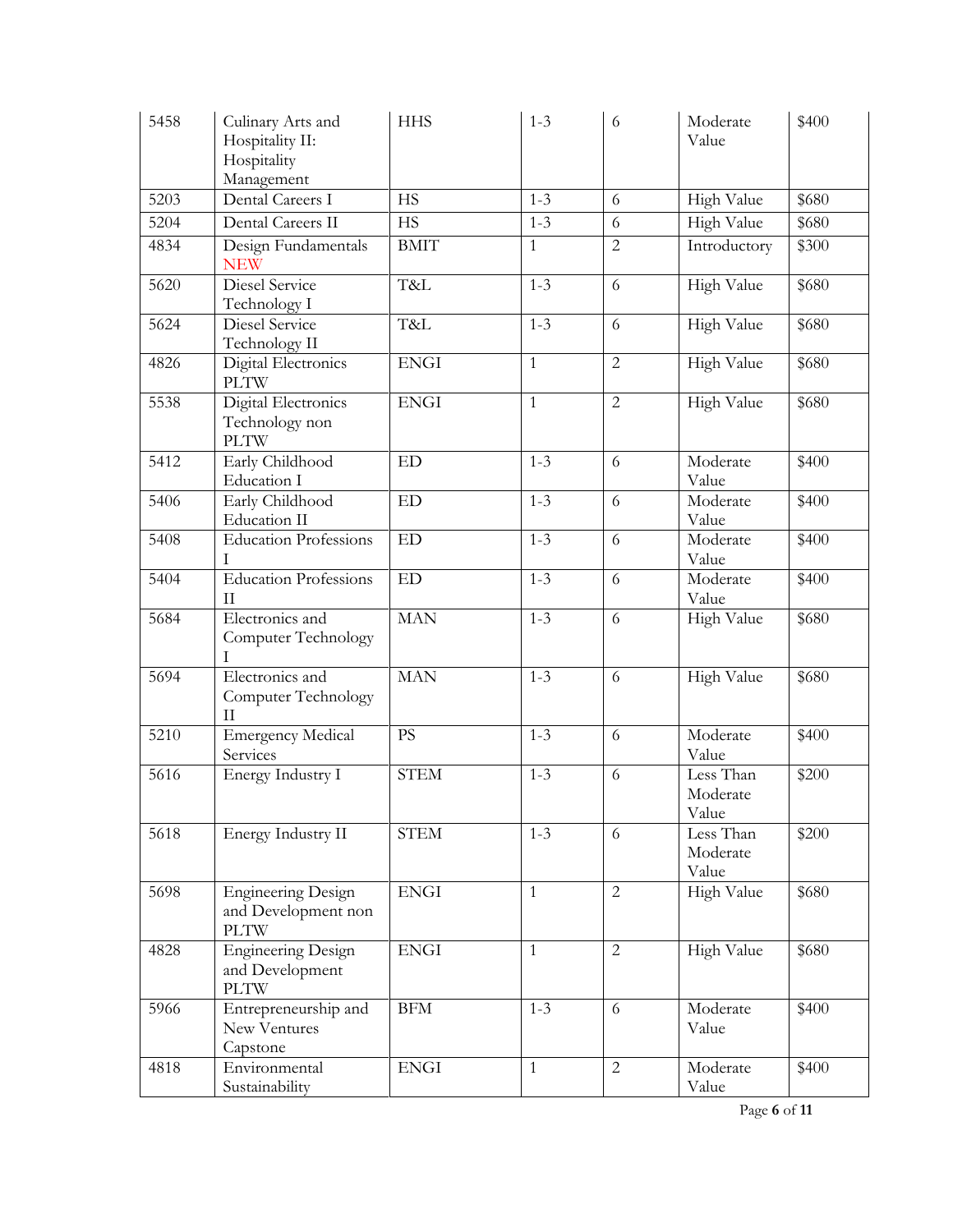| | | | | | | |
|---|---|---|---|---|---|---|
| 5458 | Culinary Arts and Hospitality II: Hospitality Management | HHS | 1-3 | 6 | Moderate Value | $400 |
| 5203 | Dental Careers I | HS | 1-3 | 6 | High Value | $680 |
| 5204 | Dental Careers II | HS | 1-3 | 6 | High Value | $680 |
| 4834 | Design Fundamentals NEW | BMIT | 1 | 2 | Introductory | $300 |
| 5620 | Diesel Service Technology I | T&L | 1-3 | 6 | High Value | $680 |
| 5624 | Diesel Service Technology II | T&L | 1-3 | 6 | High Value | $680 |
| 4826 | Digital Electronics PLTW | ENGI | 1 | 2 | High Value | $680 |
| 5538 | Digital Electronics Technology non PLTW | ENGI | 1 | 2 | High Value | $680 |
| 5412 | Early Childhood Education I | ED | 1-3 | 6 | Moderate Value | $400 |
| 5406 | Early Childhood Education II | ED | 1-3 | 6 | Moderate Value | $400 |
| 5408 | Education Professions I | ED | 1-3 | 6 | Moderate Value | $400 |
| 5404 | Education Professions II | ED | 1-3 | 6 | Moderate Value | $400 |
| 5684 | Electronics and Computer Technology I | MAN | 1-3 | 6 | High Value | $680 |
| 5694 | Electronics and Computer Technology II | MAN | 1-3 | 6 | High Value | $680 |
| 5210 | Emergency Medical Services | PS | 1-3 | 6 | Moderate Value | $400 |
| 5616 | Energy Industry I | STEM | 1-3 | 6 | Less Than Moderate Value | $200 |
| 5618 | Energy Industry II | STEM | 1-3 | 6 | Less Than Moderate Value | $200 |
| 5698 | Engineering Design and Development non PLTW | ENGI | 1 | 2 | High Value | $680 |
| 4828 | Engineering Design and Development PLTW | ENGI | 1 | 2 | High Value | $680 |
| 5966 | Entrepreneurship and New Ventures Capstone | BFM | 1-3 | 6 | Moderate Value | $400 |
| 4818 | Environmental Sustainability | ENGI | 1 | 2 | Moderate Value | $400 |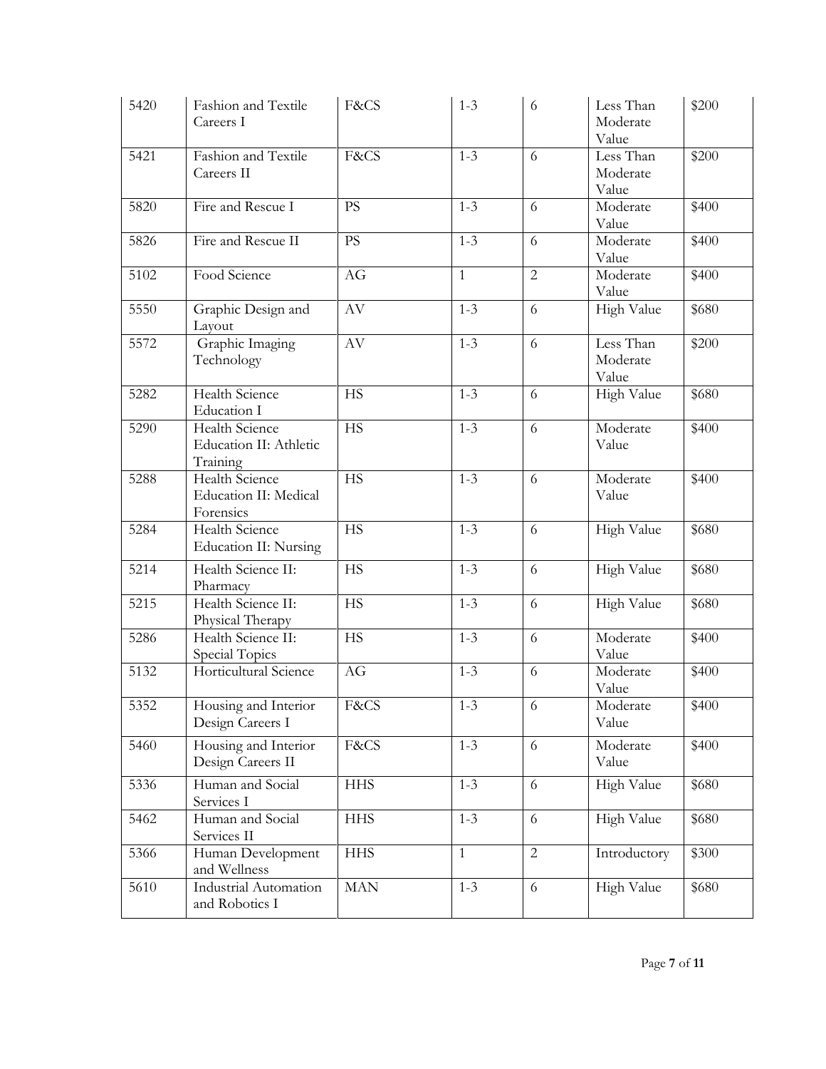| 5420 | Fashion and Textile Careers I | F&CS | 1-3 | 6 | Less Than Moderate Value | $200 |
|---|---|---|---|---|---|---|
| 5421 | Fashion and Textile Careers II | F&CS | 1-3 | 6 | Less Than Moderate Value | $200 |
| 5820 | Fire and Rescue I | PS | 1-3 | 6 | Moderate Value | $400 |
| 5826 | Fire and Rescue II | PS | 1-3 | 6 | Moderate Value | $400 |
| 5102 | Food Science | AG | 1 | 2 | Moderate Value | $400 |
| 5550 | Graphic Design and Layout | AV | 1-3 | 6 | High Value | $680 |
| 5572 | Graphic Imaging Technology | AV | 1-3 | 6 | Less Than Moderate Value | $200 |
| 5282 | Health Science Education I | HS | 1-3 | 6 | High Value | $680 |
| 5290 | Health Science Education II: Athletic Training | HS | 1-3 | 6 | Moderate Value | $400 |
| 5288 | Health Science Education II: Medical Forensics | HS | 1-3 | 6 | Moderate Value | $400 |
| 5284 | Health Science Education II: Nursing | HS | 1-3 | 6 | High Value | $680 |
| 5214 | Health Science II: Pharmacy | HS | 1-3 | 6 | High Value | $680 |
| 5215 | Health Science II: Physical Therapy | HS | 1-3 | 6 | High Value | $680 |
| 5286 | Health Science II: Special Topics | HS | 1-3 | 6 | Moderate Value | $400 |
| 5132 | Horticultural Science | AG | 1-3 | 6 | Moderate Value | $400 |
| 5352 | Housing and Interior Design Careers I | F&CS | 1-3 | 6 | Moderate Value | $400 |
| 5460 | Housing and Interior Design Careers II | F&CS | 1-3 | 6 | Moderate Value | $400 |
| 5336 | Human and Social Services I | HHS | 1-3 | 6 | High Value | $680 |
| 5462 | Human and Social Services II | HHS | 1-3 | 6 | High Value | $680 |
| 5366 | Human Development and Wellness | HHS | 1 | 2 | Introductory | $300 |
| 5610 | Industrial Automation and Robotics I | MAN | 1-3 | 6 | High Value | $680 |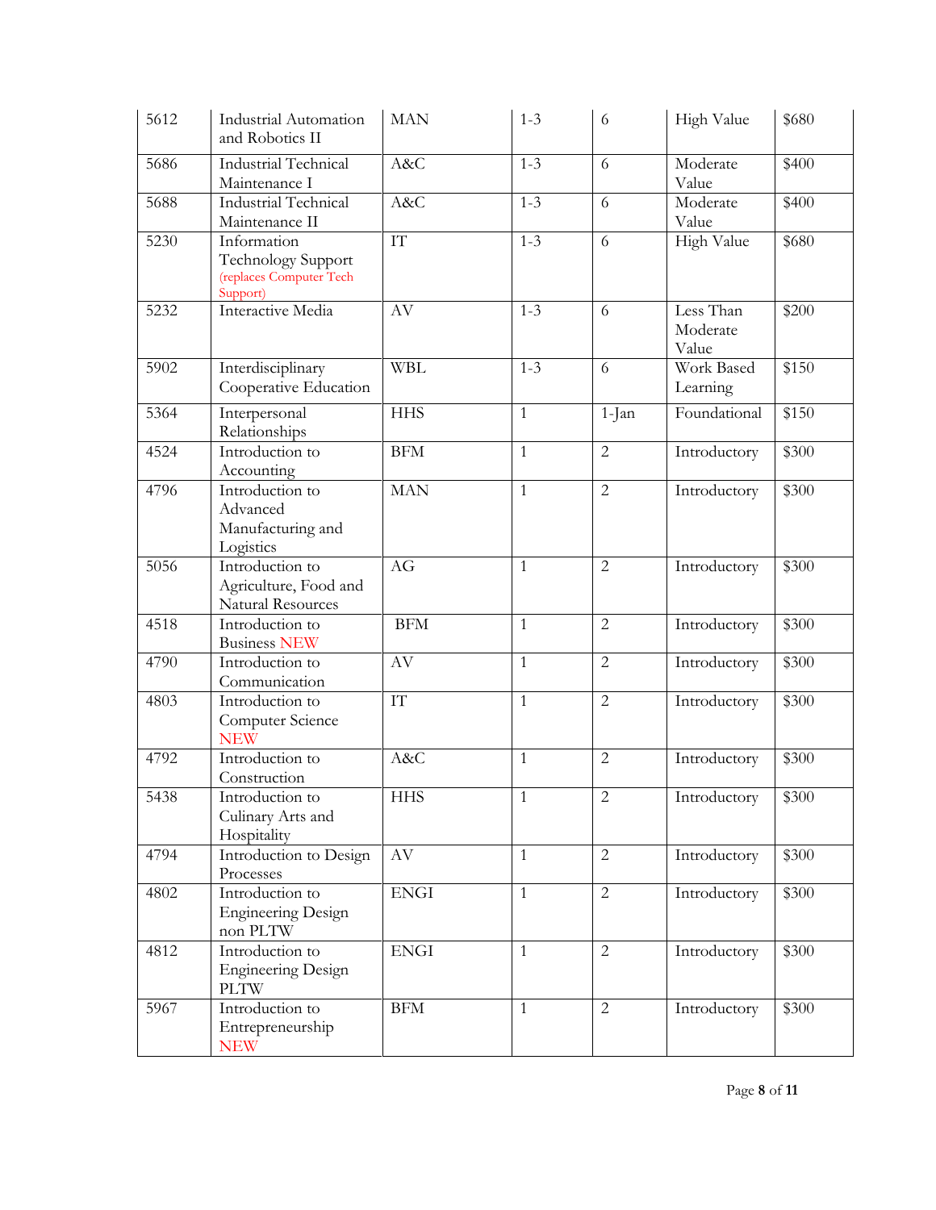| 5612 | Industrial Automation and Robotics II | MAN | 1-3 | 6 | High Value | $680 |
|---|---|---|---|---|---|---|
| 5686 | Industrial Technical Maintenance I | A&C | 1-3 | 6 | Moderate Value | $400 |
| 5688 | Industrial Technical Maintenance II | A&C | 1-3 | 6 | Moderate Value | $400 |
| 5230 | Information Technology Support (replaces Computer Tech Support) | IT | 1-3 | 6 | High Value | $680 |
| 5232 | Interactive Media | AV | 1-3 | 6 | Less Than Moderate Value | $200 |
| 5902 | Interdisciplinary Cooperative Education | WBL | 1-3 | 6 | Work Based Learning | $150 |
| 5364 | Interpersonal Relationships | HHS | 1 | 1-Jan | Foundational | $150 |
| 4524 | Introduction to Accounting | BFM | 1 | 2 | Introductory | $300 |
| 4796 | Introduction to Advanced Manufacturing and Logistics | MAN | 1 | 2 | Introductory | $300 |
| 5056 | Introduction to Agriculture, Food and Natural Resources | AG | 1 | 2 | Introductory | $300 |
| 4518 | Introduction to Business NEW | BFM | 1 | 2 | Introductory | $300 |
| 4790 | Introduction to Communication | AV | 1 | 2 | Introductory | $300 |
| 4803 | Introduction to Computer Science NEW | IT | 1 | 2 | Introductory | $300 |
| 4792 | Introduction to Construction | A&C | 1 | 2 | Introductory | $300 |
| 5438 | Introduction to Culinary Arts and Hospitality | HHS | 1 | 2 | Introductory | $300 |
| 4794 | Introduction to Design Processes | AV | 1 | 2 | Introductory | $300 |
| 4802 | Introduction to Engineering Design non PLTW | ENGI | 1 | 2 | Introductory | $300 |
| 4812 | Introduction to Engineering Design PLTW | ENGI | 1 | 2 | Introductory | $300 |
| 5967 | Introduction to Entrepreneurship NEW | BFM | 1 | 2 | Introductory | $300 |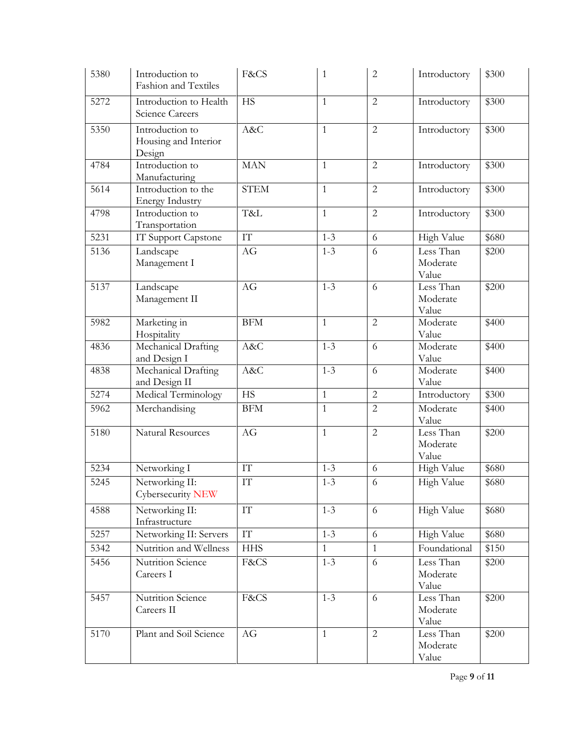| | | | | | | |
|---|---|---|---|---|---|---|
| 5380 | Introduction to Fashion and Textiles | F&CS | 1 | 2 | Introductory | $300 |
| 5272 | Introduction to Health Science Careers | HS | 1 | 2 | Introductory | $300 |
| 5350 | Introduction to Housing and Interior Design | A&C | 1 | 2 | Introductory | $300 |
| 4784 | Introduction to Manufacturing | MAN | 1 | 2 | Introductory | $300 |
| 5614 | Introduction to the Energy Industry | STEM | 1 | 2 | Introductory | $300 |
| 4798 | Introduction to Transportation | T&L | 1 | 2 | Introductory | $300 |
| 5231 | IT Support Capstone | IT | 1-3 | 6 | High Value | $680 |
| 5136 | Landscape Management I | AG | 1-3 | 6 | Less Than Moderate Value | $200 |
| 5137 | Landscape Management II | AG | 1-3 | 6 | Less Than Moderate Value | $200 |
| 5982 | Marketing in Hospitality | BFM | 1 | 2 | Moderate Value | $400 |
| 4836 | Mechanical Drafting and Design I | A&C | 1-3 | 6 | Moderate Value | $400 |
| 4838 | Mechanical Drafting and Design II | A&C | 1-3 | 6 | Moderate Value | $400 |
| 5274 | Medical Terminology | HS | 1 | 2 | Introductory | $300 |
| 5962 | Merchandising | BFM | 1 | 2 | Moderate Value | $400 |
| 5180 | Natural Resources | AG | 1 | 2 | Less Than Moderate Value | $200 |
| 5234 | Networking I | IT | 1-3 | 6 | High Value | $680 |
| 5245 | Networking II: Cybersecurity NEW | IT | 1-3 | 6 | High Value | $680 |
| 4588 | Networking II: Infrastructure | IT | 1-3 | 6 | High Value | $680 |
| 5257 | Networking II: Servers | IT | 1-3 | 6 | High Value | $680 |
| 5342 | Nutrition and Wellness | HHS | 1 | 1 | Foundational | $150 |
| 5456 | Nutrition Science Careers I | F&CS | 1-3 | 6 | Less Than Moderate Value | $200 |
| 5457 | Nutrition Science Careers II | F&CS | 1-3 | 6 | Less Than Moderate Value | $200 |
| 5170 | Plant and Soil Science | AG | 1 | 2 | Less Than Moderate Value | $200 |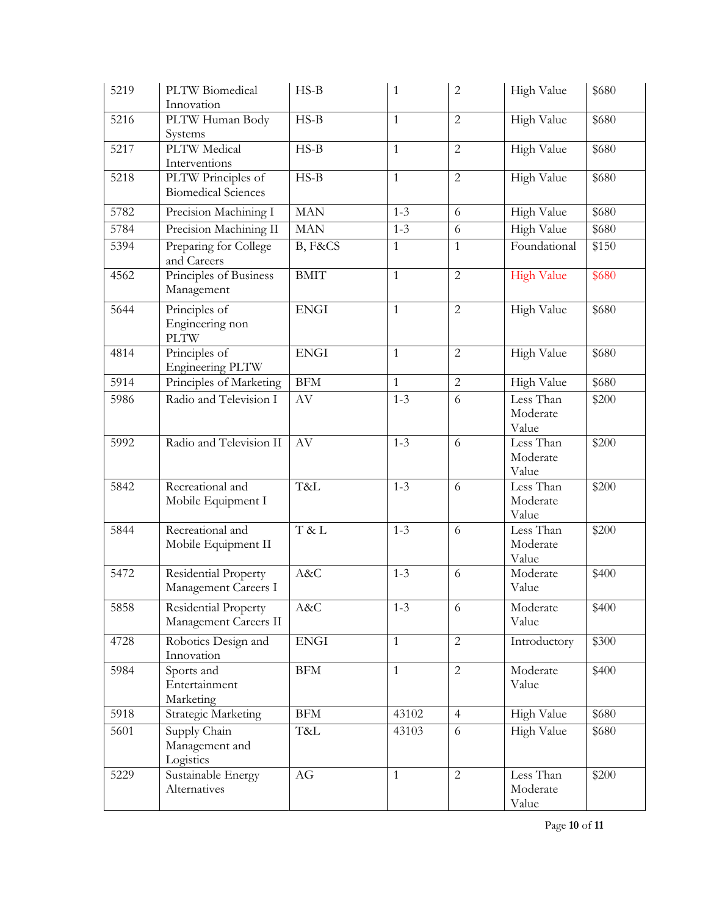| 5219 | PLTW Biomedical Innovation | HS-B | 1 | 2 | High Value | $680 |
|---|---|---|---|---|---|---|
| 5216 | PLTW Human Body Systems | HS-B | 1 | 2 | High Value | $680 |
| 5217 | PLTW Medical Interventions | HS-B | 1 | 2 | High Value | $680 |
| 5218 | PLTW Principles of Biomedical Sciences | HS-B | 1 | 2 | High Value | $680 |
| 5782 | Precision Machining I | MAN | 1-3 | 6 | High Value | $680 |
| 5784 | Precision Machining II | MAN | 1-3 | 6 | High Value | $680 |
| 5394 | Preparing for College and Careers | B, F&CS | 1 | 1 | Foundational | $150 |
| 4562 | Principles of Business Management | BMIT | 1 | 2 | High Value | $680 |
| 5644 | Principles of Engineering non PLTW | ENGI | 1 | 2 | High Value | $680 |
| 4814 | Principles of Engineering PLTW | ENGI | 1 | 2 | High Value | $680 |
| 5914 | Principles of Marketing | BFM | 1 | 2 | High Value | $680 |
| 5986 | Radio and Television I | AV | 1-3 | 6 | Less Than Moderate Value | $200 |
| 5992 | Radio and Television II | AV | 1-3 | 6 | Less Than Moderate Value | $200 |
| 5842 | Recreational and Mobile Equipment I | T&L | 1-3 | 6 | Less Than Moderate Value | $200 |
| 5844 | Recreational and Mobile Equipment II | T & L | 1-3 | 6 | Less Than Moderate Value | $200 |
| 5472 | Residential Property Management Careers I | A&C | 1-3 | 6 | Moderate Value | $400 |
| 5858 | Residential Property Management Careers II | A&C | 1-3 | 6 | Moderate Value | $400 |
| 4728 | Robotics Design and Innovation | ENGI | 1 | 2 | Introductory | $300 |
| 5984 | Sports and Entertainment Marketing | BFM | 1 | 2 | Moderate Value | $400 |
| 5918 | Strategic Marketing | BFM | 43102 | 4 | High Value | $680 |
| 5601 | Supply Chain Management and Logistics | T&L | 43103 | 6 | High Value | $680 |
| 5229 | Sustainable Energy Alternatives | AG | 1 | 2 | Less Than Moderate Value | $200 |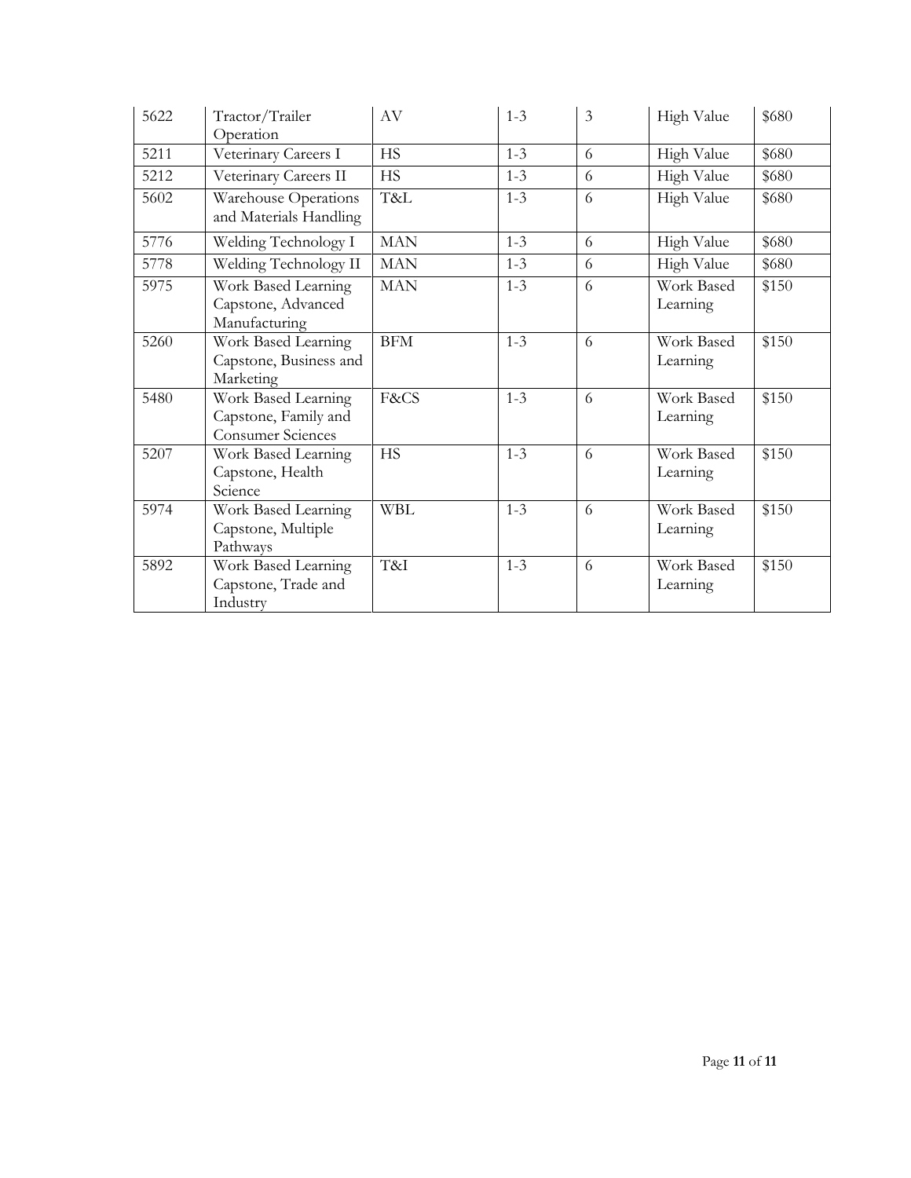| | | | | | | |
|---|---|---|---|---|---|---|
| 5622 | Tractor/Trailer Operation | AV | 1-3 | 3 | High Value | $680 |
| 5211 | Veterinary Careers I | HS | 1-3 | 6 | High Value | $680 |
| 5212 | Veterinary Careers II | HS | 1-3 | 6 | High Value | $680 |
| 5602 | Warehouse Operations and Materials Handling | T&L | 1-3 | 6 | High Value | $680 |
| 5776 | Welding Technology I | MAN | 1-3 | 6 | High Value | $680 |
| 5778 | Welding Technology II | MAN | 1-3 | 6 | High Value | $680 |
| 5975 | Work Based Learning Capstone, Advanced Manufacturing | MAN | 1-3 | 6 | Work Based Learning | $150 |
| 5260 | Work Based Learning Capstone, Business and Marketing | BFM | 1-3 | 6 | Work Based Learning | $150 |
| 5480 | Work Based Learning Capstone, Family and Consumer Sciences | F&CS | 1-3 | 6 | Work Based Learning | $150 |
| 5207 | Work Based Learning Capstone, Health Science | HS | 1-3 | 6 | Work Based Learning | $150 |
| 5974 | Work Based Learning Capstone, Multiple Pathways | WBL | 1-3 | 6 | Work Based Learning | $150 |
| 5892 | Work Based Learning Capstone, Trade and Industry | T&I | 1-3 | 6 | Work Based Learning | $150 |